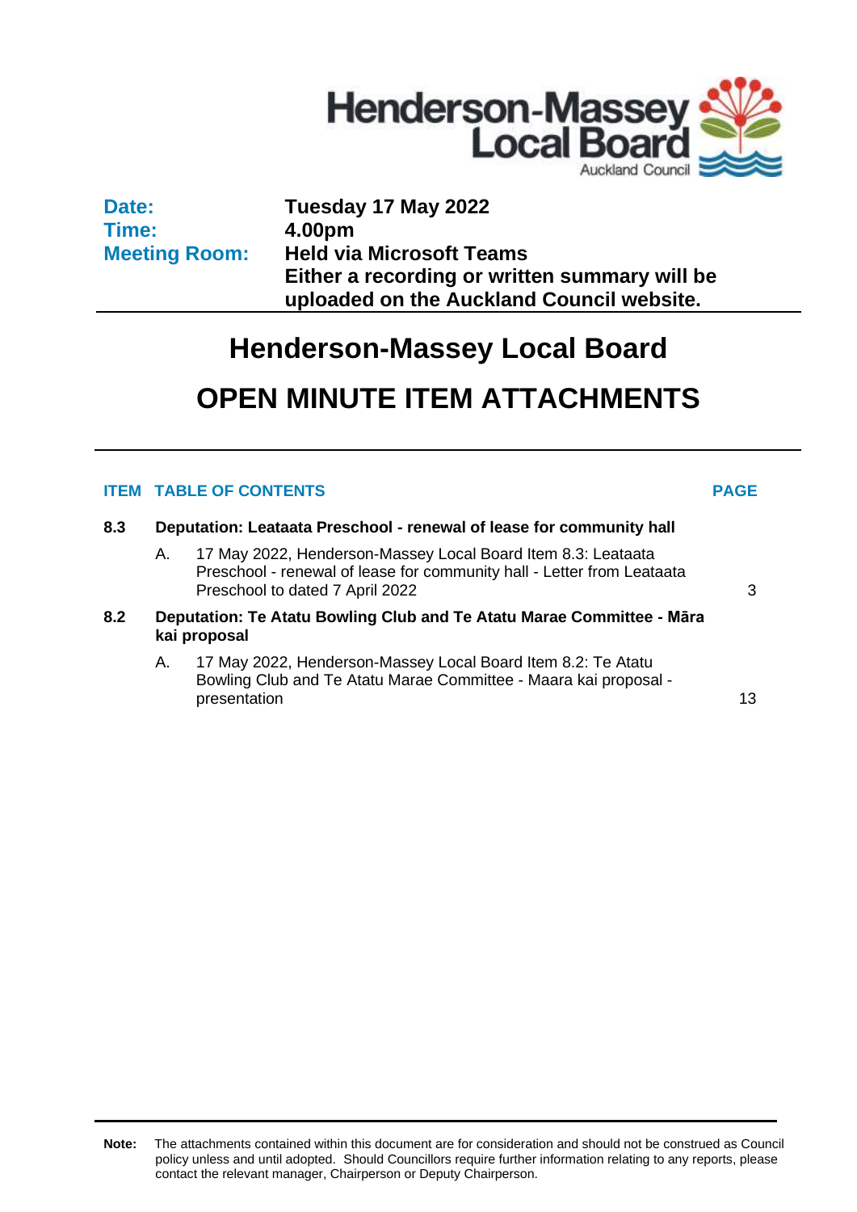Henderson-Massey Local Board

Auckland Council

| | |
|---|---|
| **Date:** | **Tuesday 17 May 2022** |
| **Time:** | **4.00pm** |
| **Meeting Room:** | **Held via Microsoft Teams** <br> **Either a recording or written summary will be uploaded on the Auckland Council website.** |

# Henderson-Massey Local Board

# OPEN MINUTE ITEM ATTACHMENTS

| ITEM | TABLE OF CONTENTS | PAGE |
|---|---|---|
| **8.3** | **Deputation: Leataata Preschool - renewal of lease for community hall** | |
| | A. 17 May 2022, Henderson-Massey Local Board Item 8.3: Leataata Preschool - renewal of lease for community hall - Letter from Leataata Preschool to dated 7 April 2022 | 3 |
| **8.2** | **Deputation: Te Atatu Bowling Club and Te Atatu Marae Committee - Māra kai proposal** | |
| | A. 17 May 2022, Henderson-Massey Local Board Item 8.2: Te Atatu Bowling Club and Te Atatu Marae Committee - Maara kai proposal - presentation | 13 |

**Note:** The attachments contained within this document are for consideration and should not be construed as Council policy unless and until adopted. Should Councillors require further information relating to any reports, please contact the relevant manager, Chairperson or Deputy Chairperson.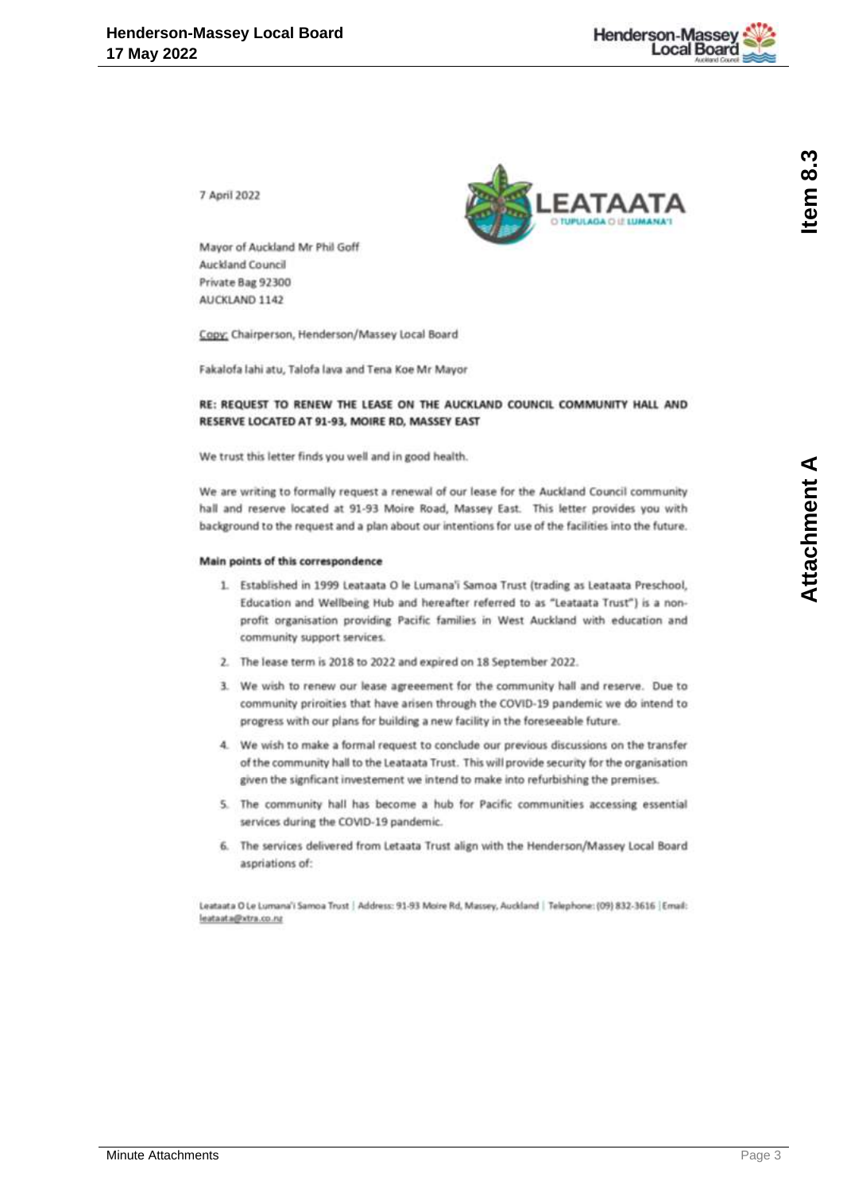7 April 2022

Mayor of Auckland Mr Phil Goff
Auckland Council
Private Bag 92300
AUCKLAND 1142

Copy: Chairperson, Henderson/Massey Local Board

Fakalofa lahi atu, Talofa lava and Tena Koe Mr Mayor

**RE: REQUEST TO RENEW THE LEASE ON THE AUCKLAND COUNCIL COMMUNITY HALL AND RESERVE LOCATED AT 91-93, MOIRE RD, MASSEY EAST**

We trust this letter finds you well and in good health.

We are writing to formally request a renewal of our lease for the Auckland Council community hall and reserve located at 91-93 Moire Road, Massey East. This letter provides you with background to the request and a plan about our intentions for use of the facilities into the future.

**Main points of this correspondence**

1. Established in 1999 Leataata O le Lumana'i Samoa Trust (trading as Leataata Preschool, Education and Wellbeing Hub and hereafter referred to as "Leataata Trust") is a non-profit organisation providing Pacific families in West Auckland with education and community support services.
2. The lease term is 2018 to 2022 and expired on 18 September 2022.
3. We wish to renew our lease agreeement for the community hall and reserve. Due to community priroities that have arisen through the COVID-19 pandemic we do intend to progress with our plans for building a new facility in the foreseeable future.
4. We wish to make a formal request to conclude our previous discussions on the transfer of the community hall to the Leataata Trust. This will provide security for the organisation given the signficant investement we intend to make into refurbishing the premises.
5. The community hall has become a hub for Pacific communities accessing essential services during the COVID-19 pandemic.
6. The services delivered from Letaata Trust align with the Henderson/Massey Local Board aspriations of:

Leataata O Le Lumana'i Samoa Trust | Address: 91-93 Moire Rd, Massey, Auckland | Telephone: (09) 832-3616 | Email: leataata@xtra.co.nz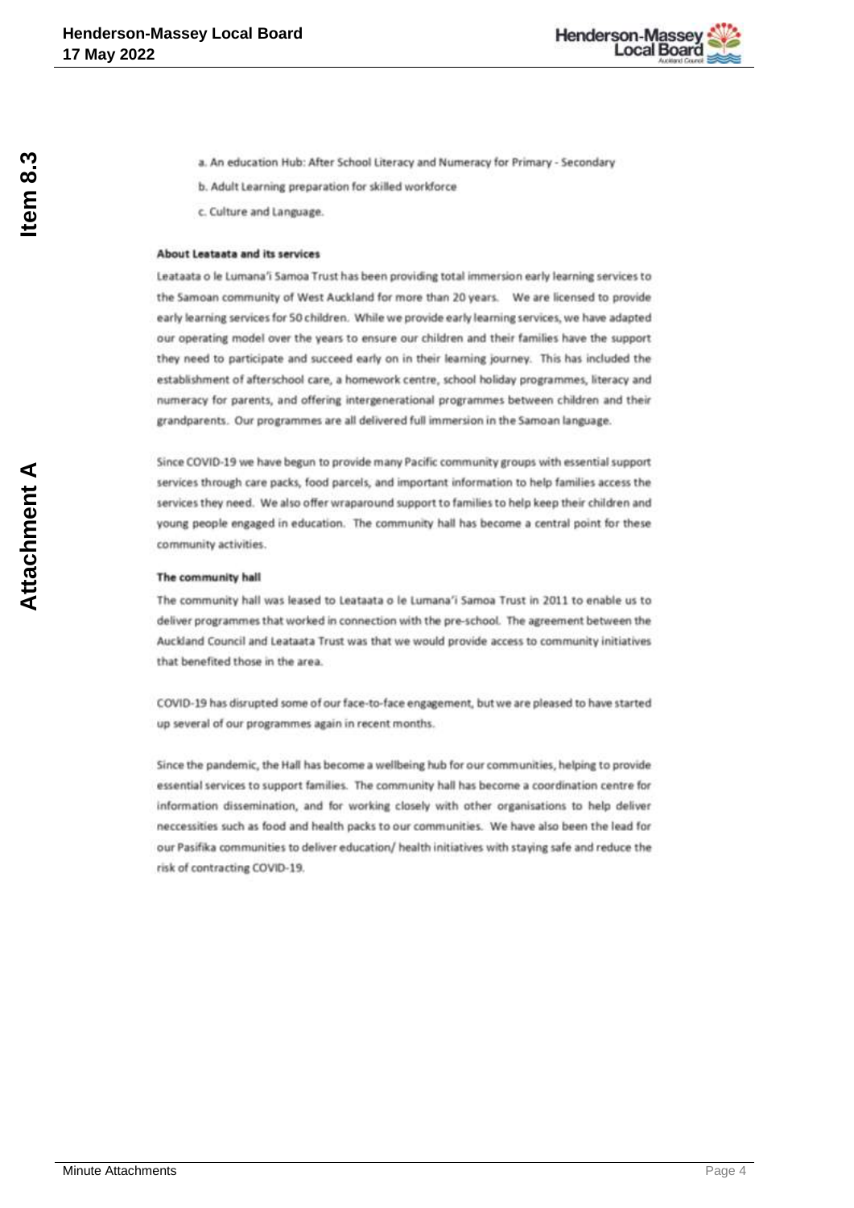a. An education Hub: After School Literacy and Numeracy for Primary - Secondary

b. Adult Learning preparation for skilled workforce

c. Culture and Language.

**About Leataata and its services**

Leataata o le Lumana'i Samoa Trust has been providing total immersion early learning services to the Samoan community of West Auckland for more than 20 years. We are licensed to provide early learning services for 50 children. While we provide early learning services, we have adapted our operating model over the years to ensure our children and their families have the support they need to participate and succeed early on in their learning journey. This has included the establishment of afterschool care, a homework centre, school holiday programmes, literacy and numeracy for parents, and offering intergenerational programmes between children and their grandparents. Our programmes are all delivered full immersion in the Samoan language.

Since COVID-19 we have begun to provide many Pacific community groups with essential support services through care packs, food parcels, and important information to help families access the services they need. We also offer wraparound support to families to help keep their children and young people engaged in education. The community hall has become a central point for these community activities.

**The community hall**

The community hall was leased to Leataata o le Lumana'i Samoa Trust in 2011 to enable us to deliver programmes that worked in connection with the pre-school. The agreement between the Auckland Council and Leataata Trust was that we would provide access to community initiatives that benefited those in the area.

COVID-19 has disrupted some of our face-to-face engagement, but we are pleased to have started up several of our programmes again in recent months.

Since the pandemic, the Hall has become a wellbeing hub for our communities, helping to provide essential services to support families. The community hall has become a coordination centre for information dissemination, and for working closely with other organisations to help deliver neccessities such as food and health packs to our communities. We have also been the lead for our Pasifika communities to deliver education/ health initiatives with staying safe and reduce the risk of contracting COVID-19.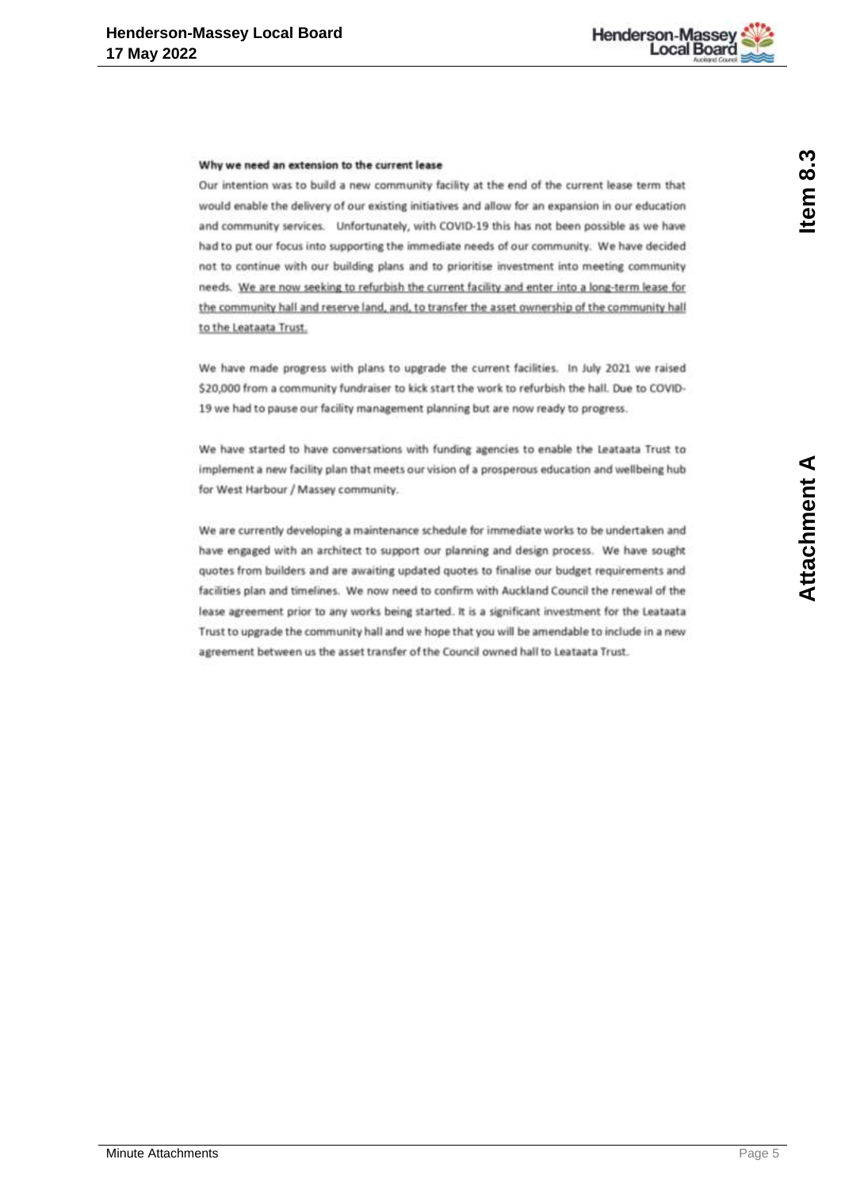**Why we need an extension to the current lease**

Our intention was to build a new community facility at the end of the current lease term that would enable the delivery of our existing initiatives and allow for an expansion in our education and community services. Unfortunately, with COVID-19 this has not been possible as we have had to put our focus into supporting the immediate needs of our community. We have decided not to continue with our building plans and to prioritise investment into meeting community needs. <u>We are now seeking to refurbish the current facility and enter into a long-term lease for the community hall and reserve land, and, to transfer the asset ownership of the community hall to the Leataata Trust.</u>

We have made progress with plans to upgrade the current facilities. In July 2021 we raised $20,000 from a community fundraiser to kick start the work to refurbish the hall. Due to COVID-19 we had to pause our facility management planning but are now ready to progress.

We have started to have conversations with funding agencies to enable the Leataata Trust to implement a new facility plan that meets our vision of a prosperous education and wellbeing hub for West Harbour / Massey community.

We are currently developing a maintenance schedule for immediate works to be undertaken and have engaged with an architect to support our planning and design process. We have sought quotes from builders and are awaiting updated quotes to finalise our budget requirements and facilities plan and timelines. We now need to confirm with Auckland Council the renewal of the lease agreement prior to any works being started. It is a significant investment for the Leataata Trust to upgrade the community hall and we hope that you will be amendable to include in a new agreement between us the asset transfer of the Council owned hall to Leataata Trust.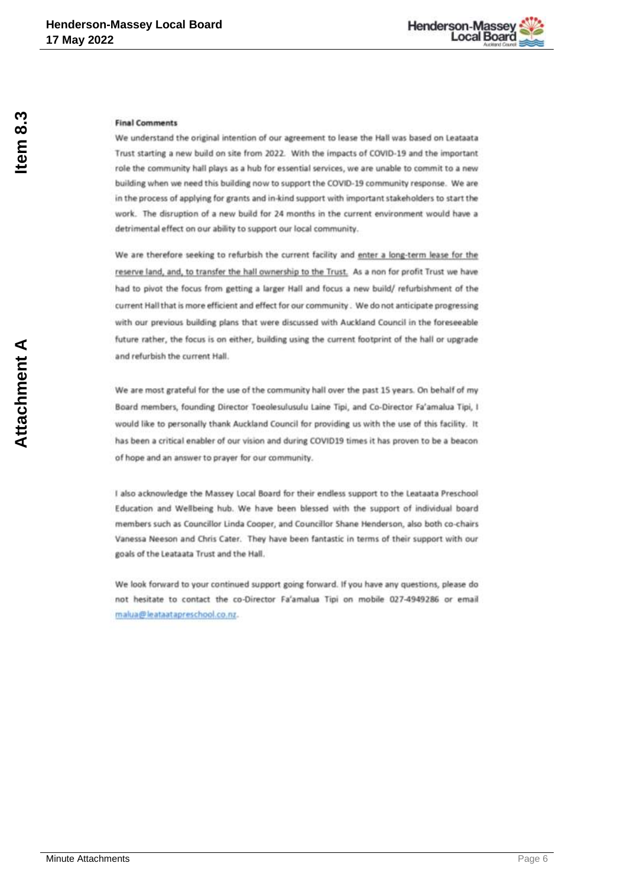**Final Comments**

We understand the original intention of our agreement to lease the Hall was based on Leataata Trust starting a new build on site from 2022. With the impacts of COVID-19 and the important role the community hall plays as a hub for essential services, we are unable to commit to a new building when we need this building now to support the COVID-19 community response. We are in the process of applying for grants and in-kind support with important stakeholders to start the work. The disruption of a new build for 24 months in the current environment would have a detrimental effect on our ability to support our local community.

We are therefore seeking to refurbish the current facility and enter a long-term lease for the reserve land, and, to transfer the hall ownership to the Trust. As a non for profit Trust we have had to pivot the focus from getting a larger Hall and focus a new build/ refurbishment of the current Hall that is more efficient and effect for our community. We do not anticipate progressing with our previous building plans that were discussed with Auckland Council in the foreseeable future rather, the focus is on either, building using the current footprint of the hall or upgrade and refurbish the current Hall.

We are most grateful for the use of the community hall over the past 15 years. On behalf of my Board members, founding Director Toeolesulusulu Laine Tipi, and Co-Director Fa'amalua Tipi, I would like to personally thank Auckland Council for providing us with the use of this facility. It has been a critical enabler of our vision and during COVID19 times it has proven to be a beacon of hope and an answer to prayer for our community.

I also acknowledge the Massey Local Board for their endless support to the Leataata Preschool Education and Wellbeing hub. We have been blessed with the support of individual board members such as Councillor Linda Cooper, and Councillor Shane Henderson, also both co-chairs Vanessa Neeson and Chris Cater. They have been fantastic in terms of their support with our goals of the Leataata Trust and the Hall.

We look forward to your continued support going forward. If you have any questions, please do not hesitate to contact the co-Director Fa'amalua Tipi on mobile 027-4949286 or email malua@leataatapreschool.co.nz.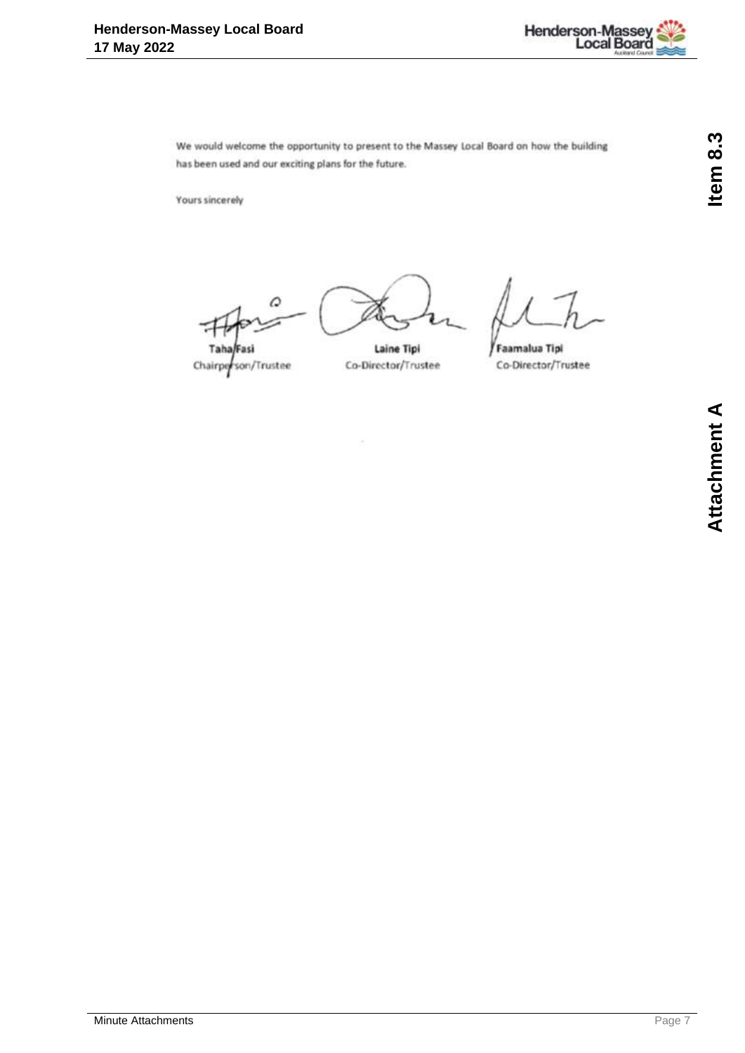We would welcome the opportunity to present to the Massey Local Board on how the building has been used and our exciting plans for the future.

Yours sincerely

| Taha Fasi | Laine Tipi | Faamalua Tipi |
|---|---|---|
| Chairperson/Trustee | Co-Director/Trustee | Co-Director/Trustee |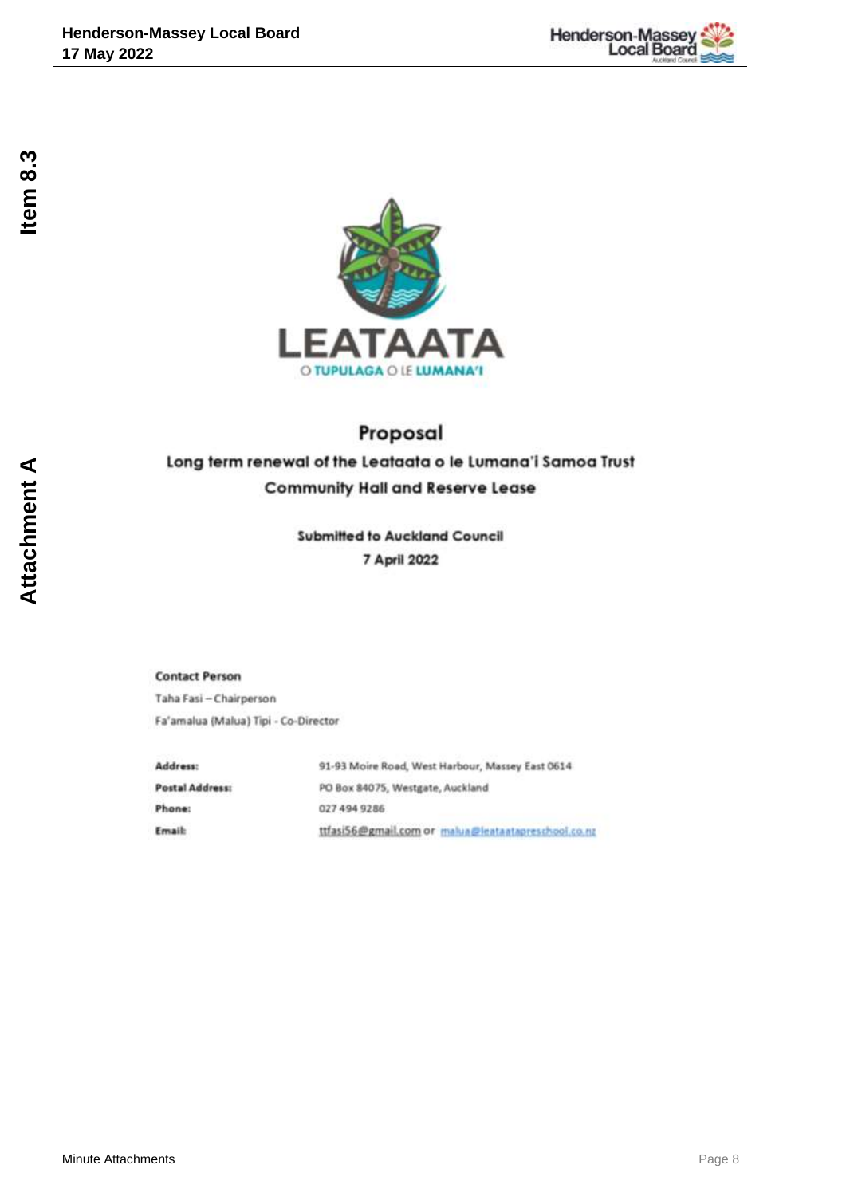LEATAATA

O TUPULAGA O LE LUMANA'I

# Proposal

## Long term renewal of the Leataata o le Lumana'i Samoa Trust Community Hall and Reserve Lease

**Submitted to Auckland Council**

**7 April 2022**

**Contact Person**

Taha Fasi – Chairperson

Fa'amalua (Malua) Tipi - Co-Director

| | |
|---|---|
| **Address:** | 91-93 Moire Road, West Harbour, Massey East 0614 |
| **Postal Address:** | PO Box 84075, Westgate, Auckland |
| **Phone:** | 027 494 9286 |
| **Email:** | ttfasi56@gmail.com or malua@leataatapreschool.co.nz |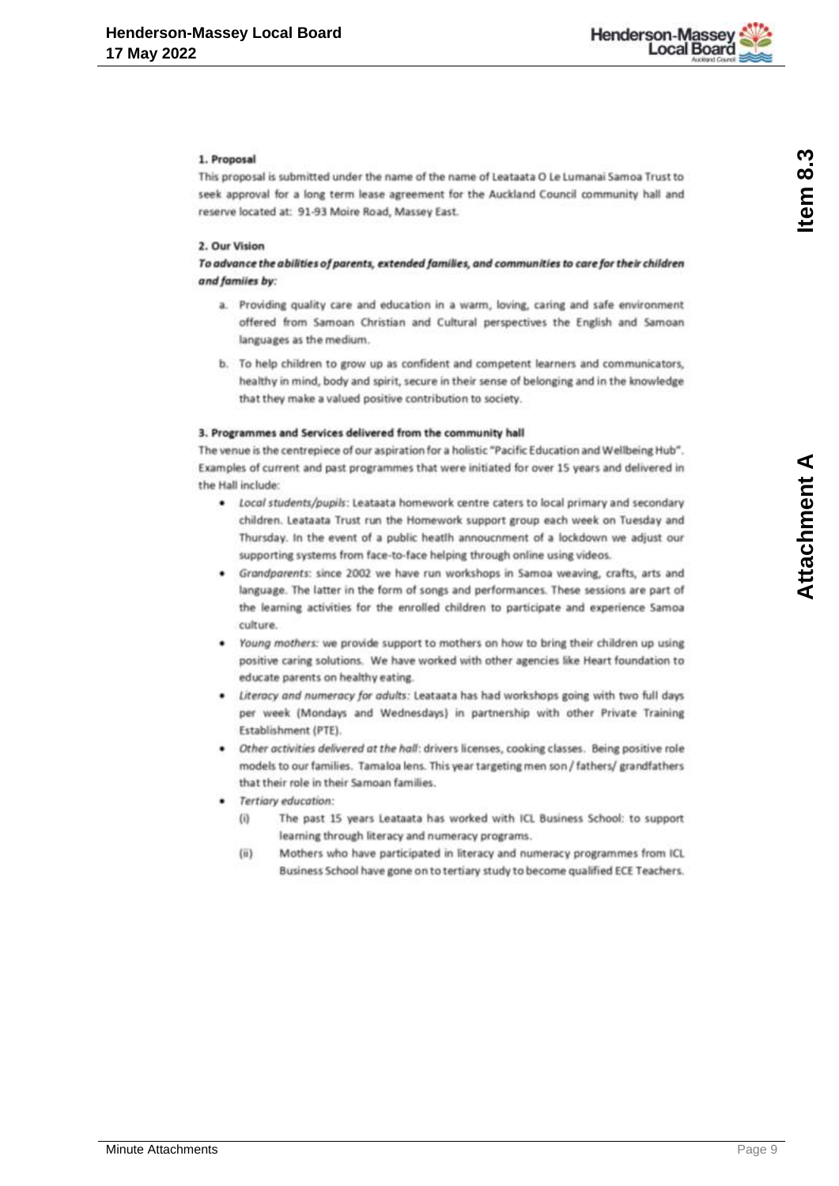**1. Proposal**

This proposal is submitted under the name of the name of Leataata O Le Lumanai Samoa Trust to seek approval for a long term lease agreement for the Auckland Council community hall and reserve located at: 91-93 Moire Road, Massey East.

**2. Our Vision**

***To advance the abilities of parents, extended families, and communities to care for their children and famiies by:***

a. Providing quality care and education in a warm, loving, caring and safe environment offered from Samoan Christian and Cultural perspectives the English and Samoan languages as the medium.

b. To help children to grow up as confident and competent learners and communicators, healthy in mind, body and spirit, secure in their sense of belonging and in the knowledge that they make a valued positive contribution to society.

**3. Programmes and Services delivered from the community hall**

The venue is the centrepiece of our aspiration for a holistic "Pacific Education and Wellbeing Hub". Examples of current and past programmes that were initiated for over 15 years and delivered in the Hall include:

- *Local students/pupils*: Leataata homework centre caters to local primary and secondary children. Leataata Trust run the Homework support group each week on Tuesday and Thursday. In the event of a public heatlh annoucnment of a lockdown we adjust our supporting systems from face-to-face helping through online using videos.
- *Grandparents*: since 2002 we have run workshops in Samoa weaving, crafts, arts and language. The latter in the form of songs and performances. These sessions are part of the learning activities for the enrolled children to participate and experience Samoa culture.
- *Young mothers*: we provide support to mothers on how to bring their children up using positive caring solutions. We have worked with other agencies like Heart foundation to educate parents on healthy eating.
- *Literacy and numeracy for adults*: Leataata has had workshops going with two full days per week (Mondays and Wednesdays) in partnership with other Private Training Establishment (PTE).
- *Other activities delivered at the hall*: drivers licenses, cooking classes. Being positive role models to our families. Tamaloa lens. This year targeting men son / fathers/ grandfathers that their role in their Samoan families.
- *Tertiary education:*
  - (i) The past 15 years Leataata has worked with ICL Business School: to support learning through literacy and numeracy programs.
  - (ii) Mothers who have participated in literacy and numeracy programmes from ICL Business School have gone on to tertiary study to become qualified ECE Teachers.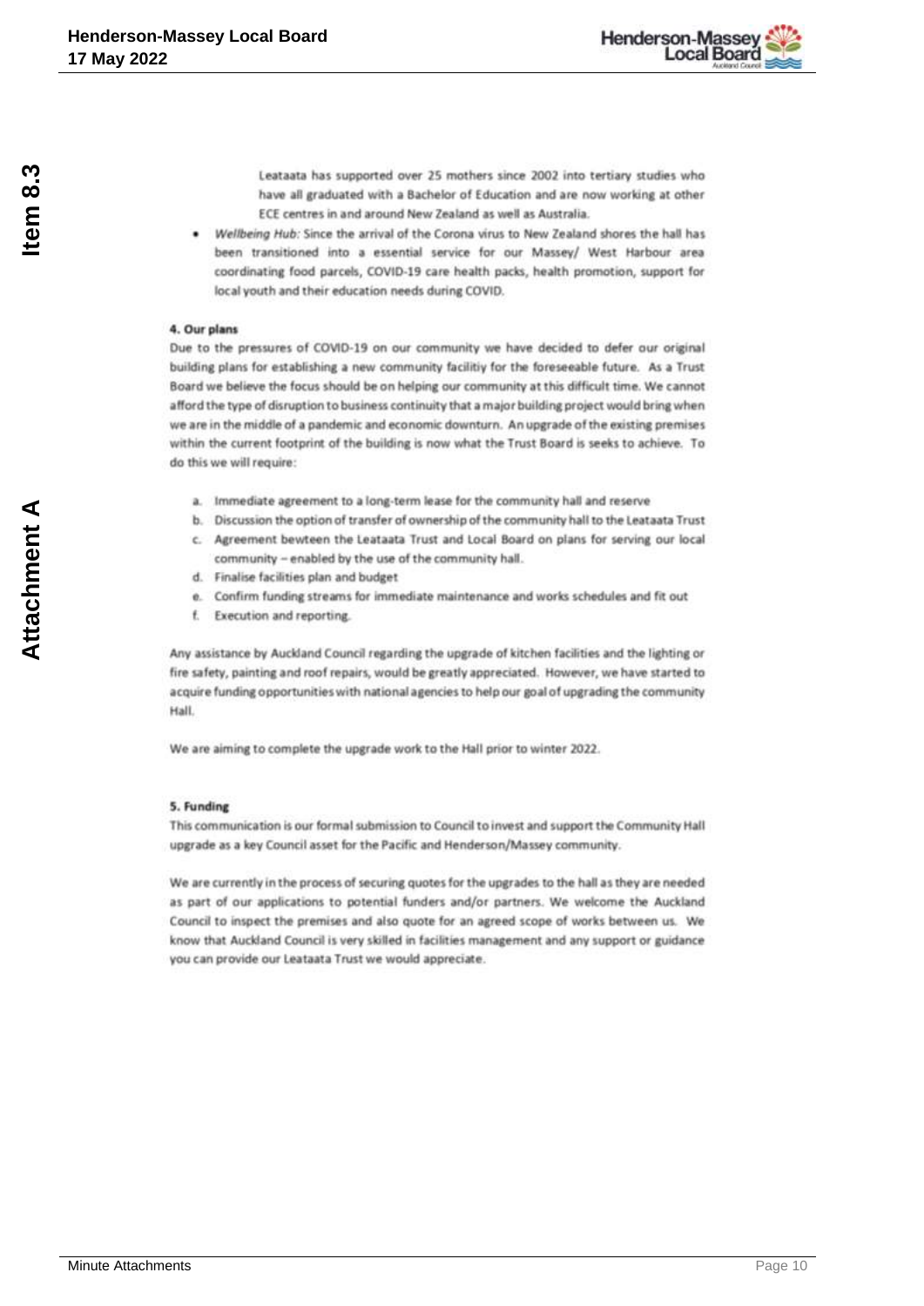Leataata has supported over 25 mothers since 2002 into tertiary studies who have all graduated with a Bachelor of Education and are now working at other ECE centres in and around New Zealand as well as Australia.

- *Wellbeing Hub:* Since the arrival of the Corona virus to New Zealand shores the hall has been transitioned into a essential service for our Massey/ West Harbour area coordinating food parcels, COVID-19 care health packs, health promotion, support for local youth and their education needs during COVID.

**4. Our plans**

Due to the pressures of COVID-19 on our community we have decided to defer our original building plans for establishing a new community faciliity for the foreseeable future. As a Trust Board we believe the focus should be on helping our community at this difficult time. We cannot afford the type of disruption to business continuity that a major building project would bring when we are in the middle of a pandemic and economic downturn. An upgrade of the existing premises within the current footprint of the building is now what the Trust Board is seeks to achieve. To do this we will require:

a. Immediate agreement to a long-term lease for the community hall and reserve
b. Discussion the option of transfer of ownership of the community hall to the Leataata Trust
c. Agreement bewteen the Leataata Trust and Local Board on plans for serving our local community – enabled by the use of the community hall.
d. Finalise facilities plan and budget
e. Confirm funding streams for immediate maintenance and works schedules and fit out
f. Execution and reporting.

Any assistance by Auckland Council regarding the upgrade of kitchen facilities and the lighting or fire safety, painting and roof repairs, would be greatly appreciated. However, we have started to acquire funding opportunities with national agencies to help our goal of upgrading the community Hall.

We are aiming to complete the upgrade work to the Hall prior to winter 2022.

**5. Funding**

This communication is our formal submission to Council to invest and support the Community Hall upgrade as a key Council asset for the Pacific and Henderson/Massey community.

We are currently in the process of securing quotes for the upgrades to the hall as they are needed as part of our applications to potential funders and/or partners. We welcome the Auckland Council to inspect the premises and also quote for an agreed scope of works between us. We know that Auckland Council is very skilled in facilities management and any support or guidance you can provide our Leataata Trust we would appreciate.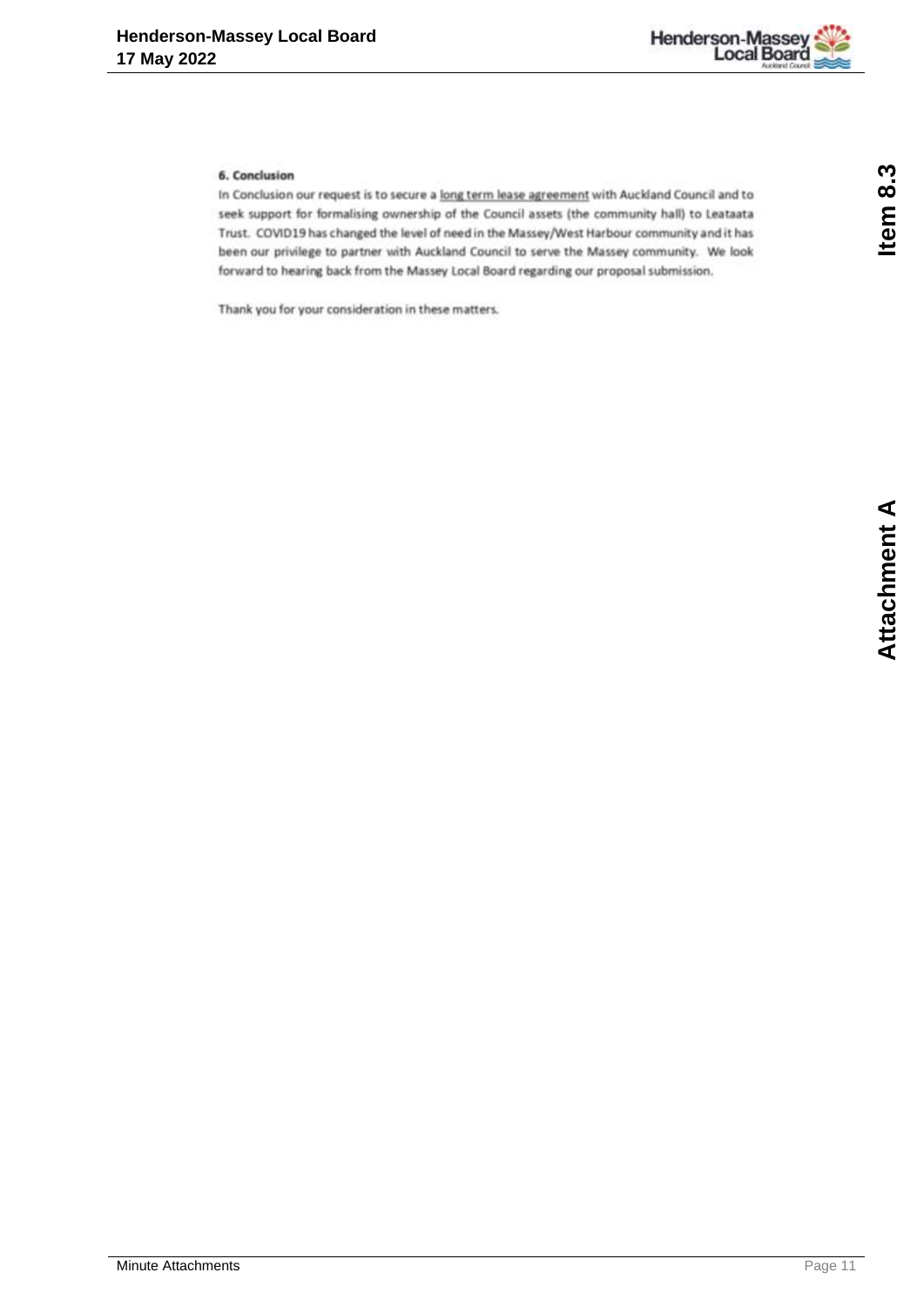**6. Conclusion**

In Conclusion our request is to secure a long term lease agreement with Auckland Council and to seek support for formalising ownership of the Council assets (the community hall) to Leataata Trust. COVID19 has changed the level of need in the Massey/West Harbour community and it has been our privilege to partner with Auckland Council to serve the Massey community. We look forward to hearing back from the Massey Local Board regarding our proposal submission.

Thank you for your consideration in these matters.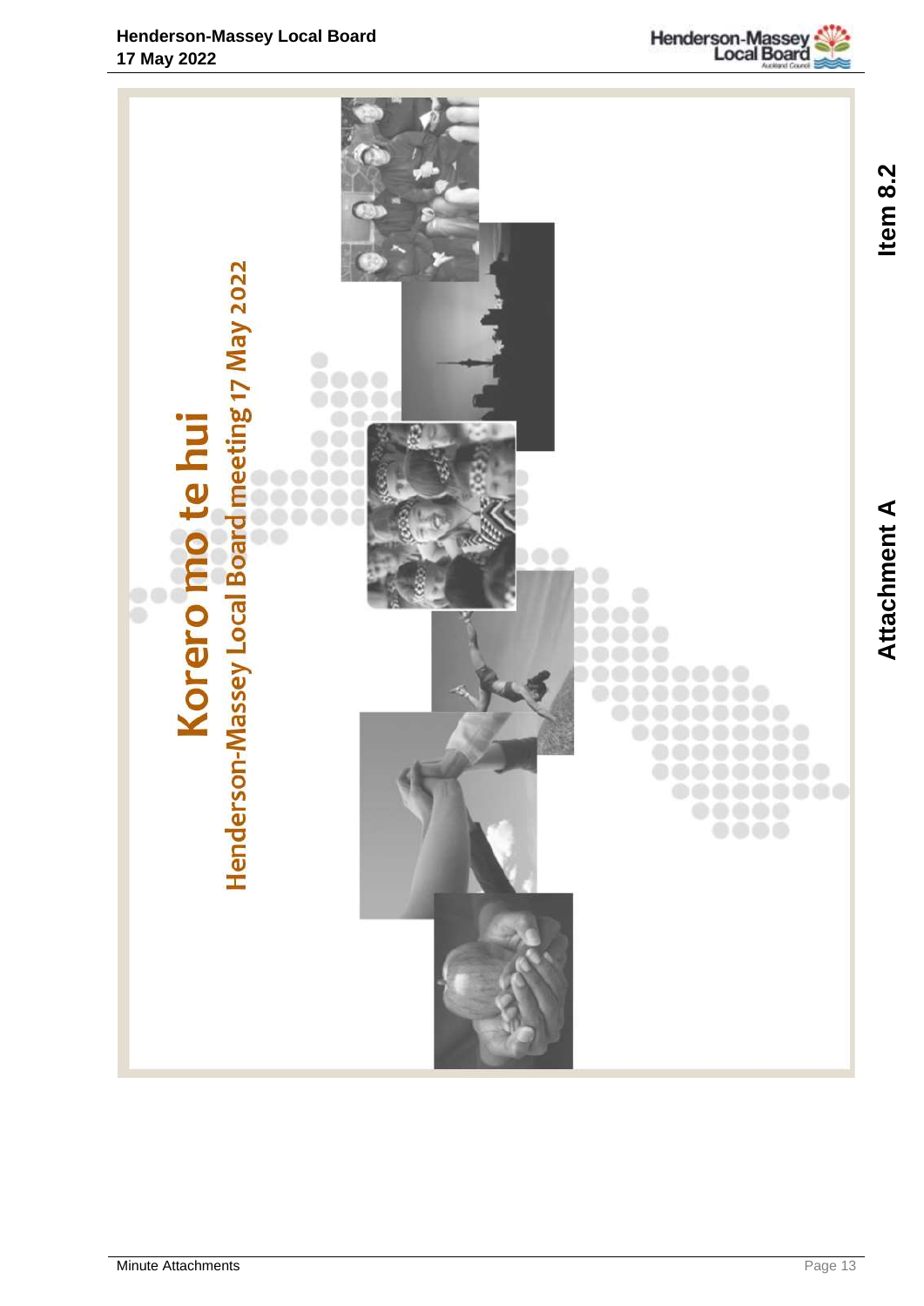# Korero mo te hui

## Henderson-Massey Local Board meeting 17 May 2022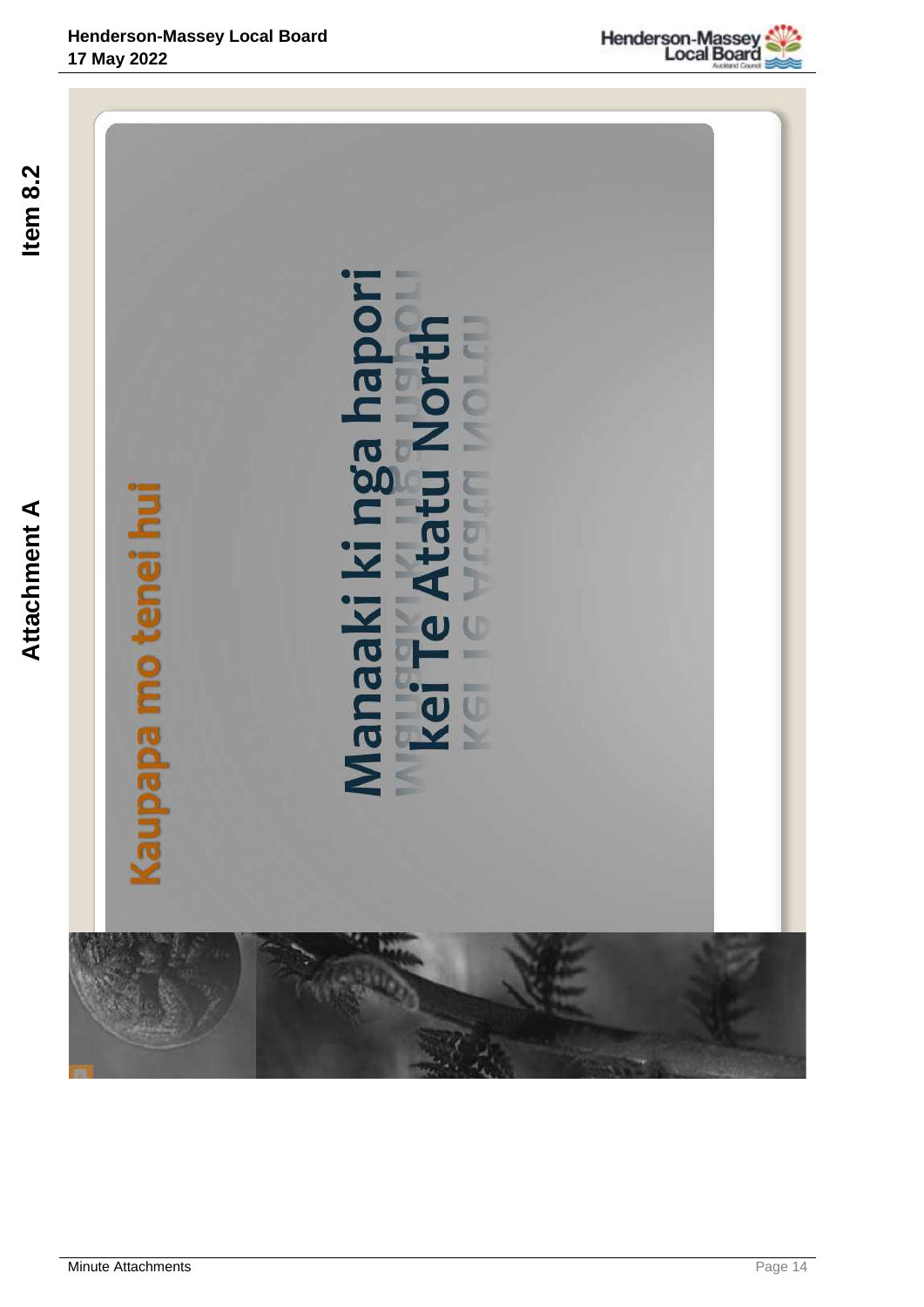Kaupapa mo tenei hui

# Manaaki ki nga hapori kei Te Atatu North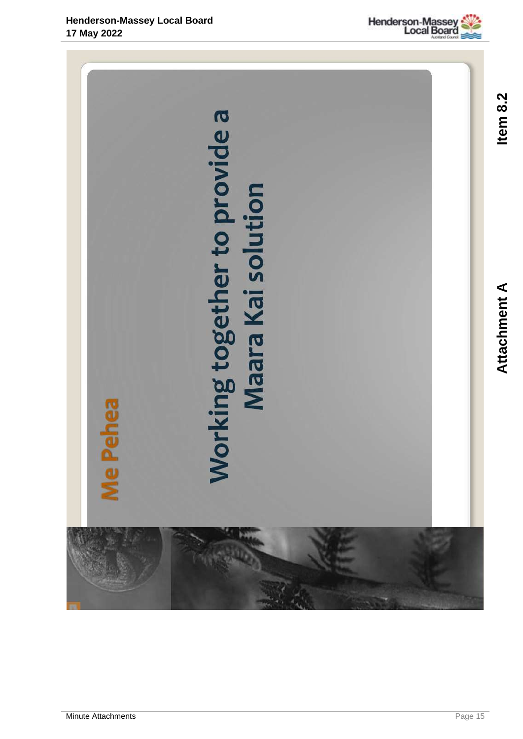# Me Pehea

## Working together to provide a Maara Kai solution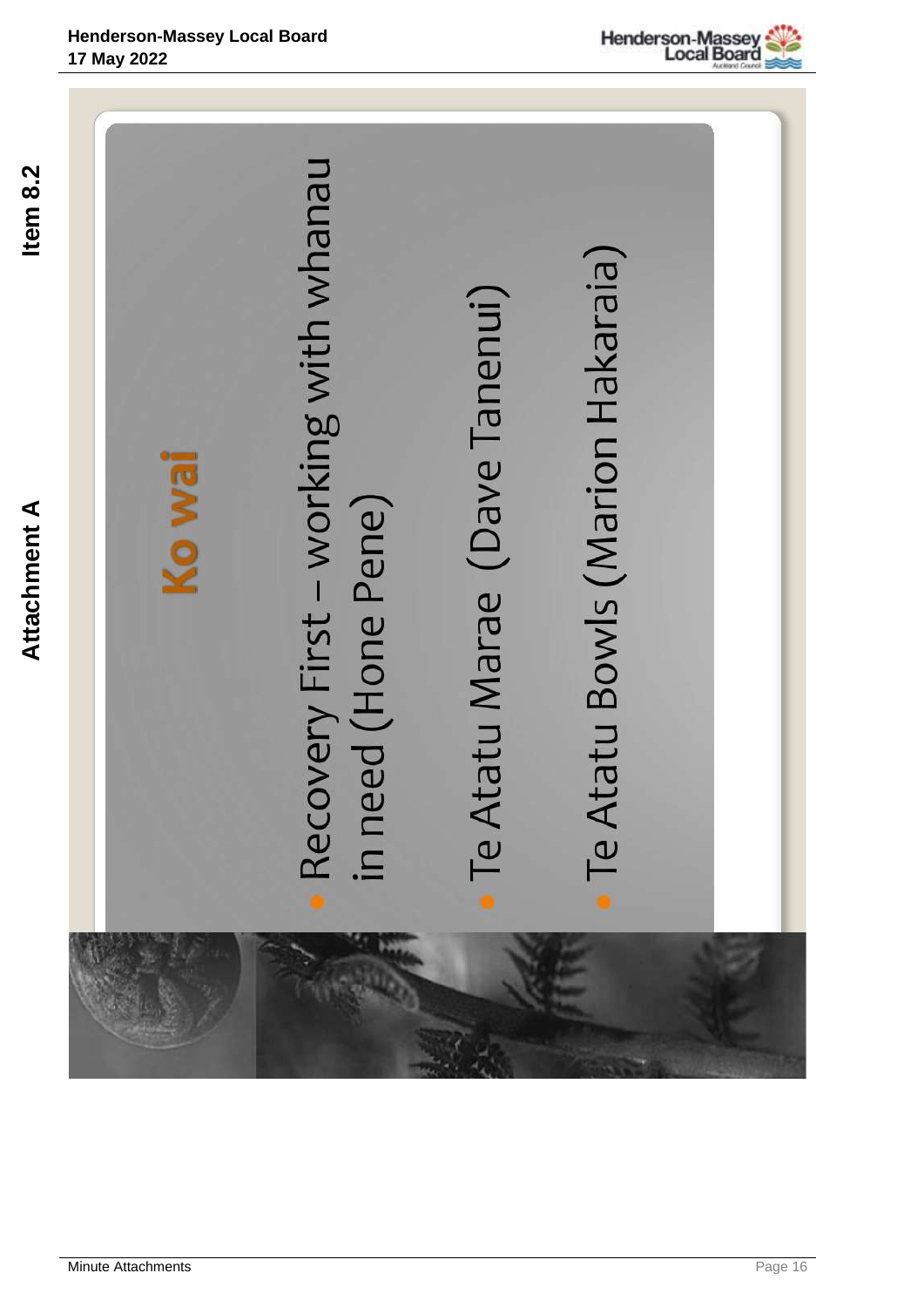## Ko wai

- Recovery First – working with whanau in need (Hone Pene)
- Te Atatu Marae (Dave Tanenui)
- Te Atatu Bowls (Marion Hakaraia)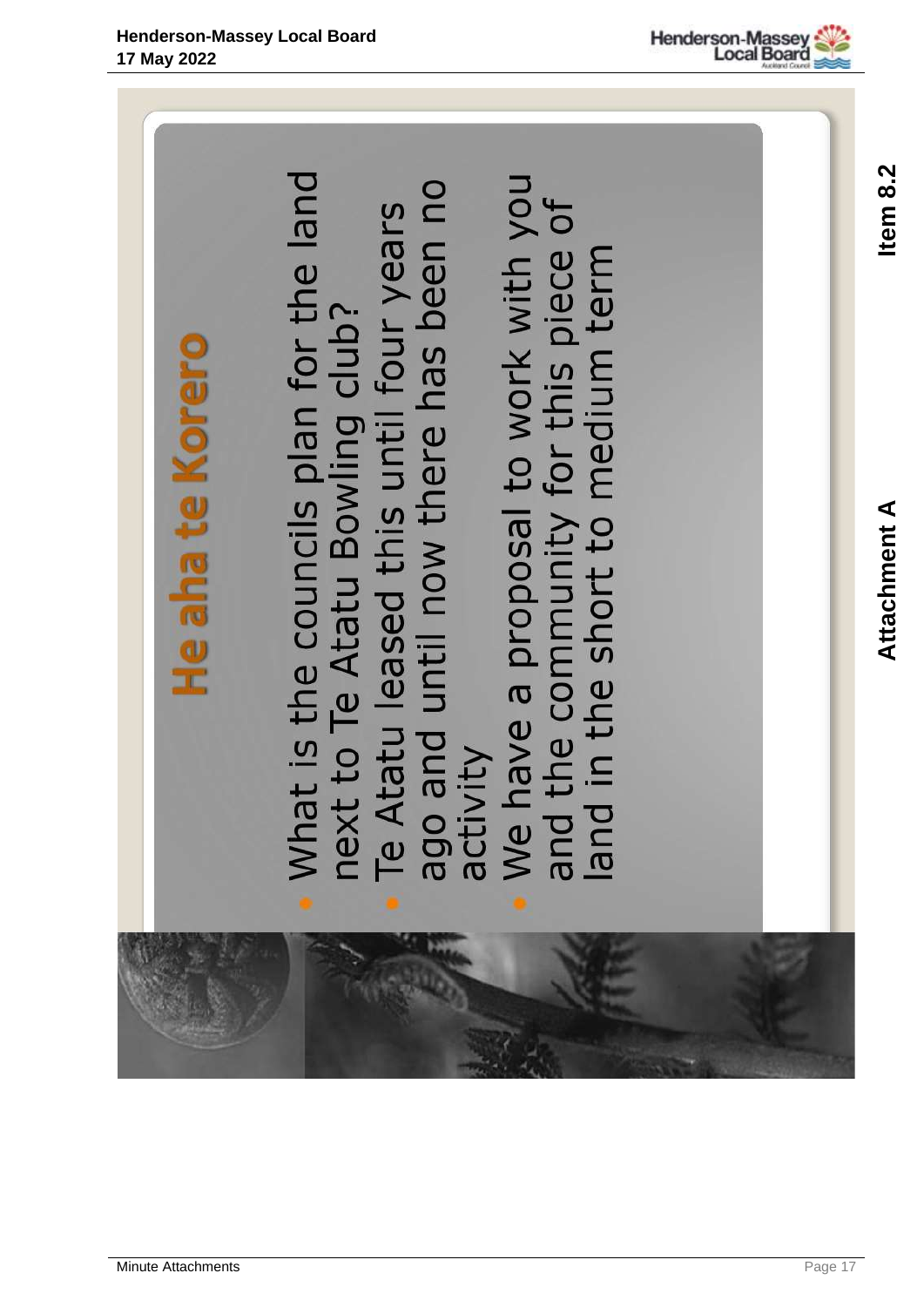## He aha te Korero

- What is the councils plan for the land next to Te Atatu Bowling club?
- Te Atatu leased this until four years ago and until now there has been no activity
- We have a proposal to work with you and the community for this piece of land in the short to medium term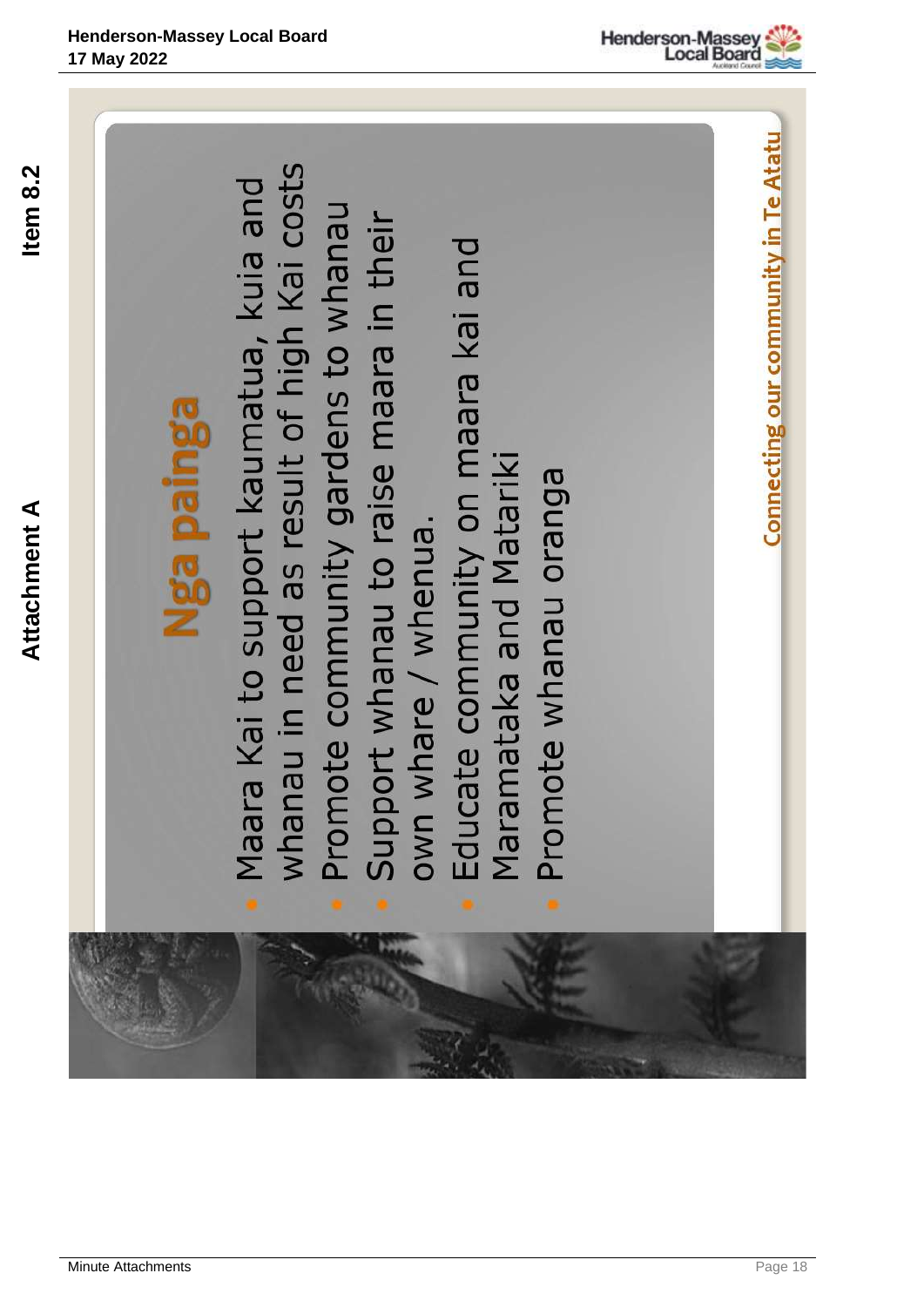Attachment A

Item 8.2

## Nga painga

- Maara Kai to support kaumatua, kuia and whanau in need as result of high Kai costs
- Promote community gardens to whanau
- Support whanau to raise maara in their own whare / whenua.
- Educate community on maara kai and Maramataka and Matariki
- Promote whanau oranga

Connecting our community in Te Atatu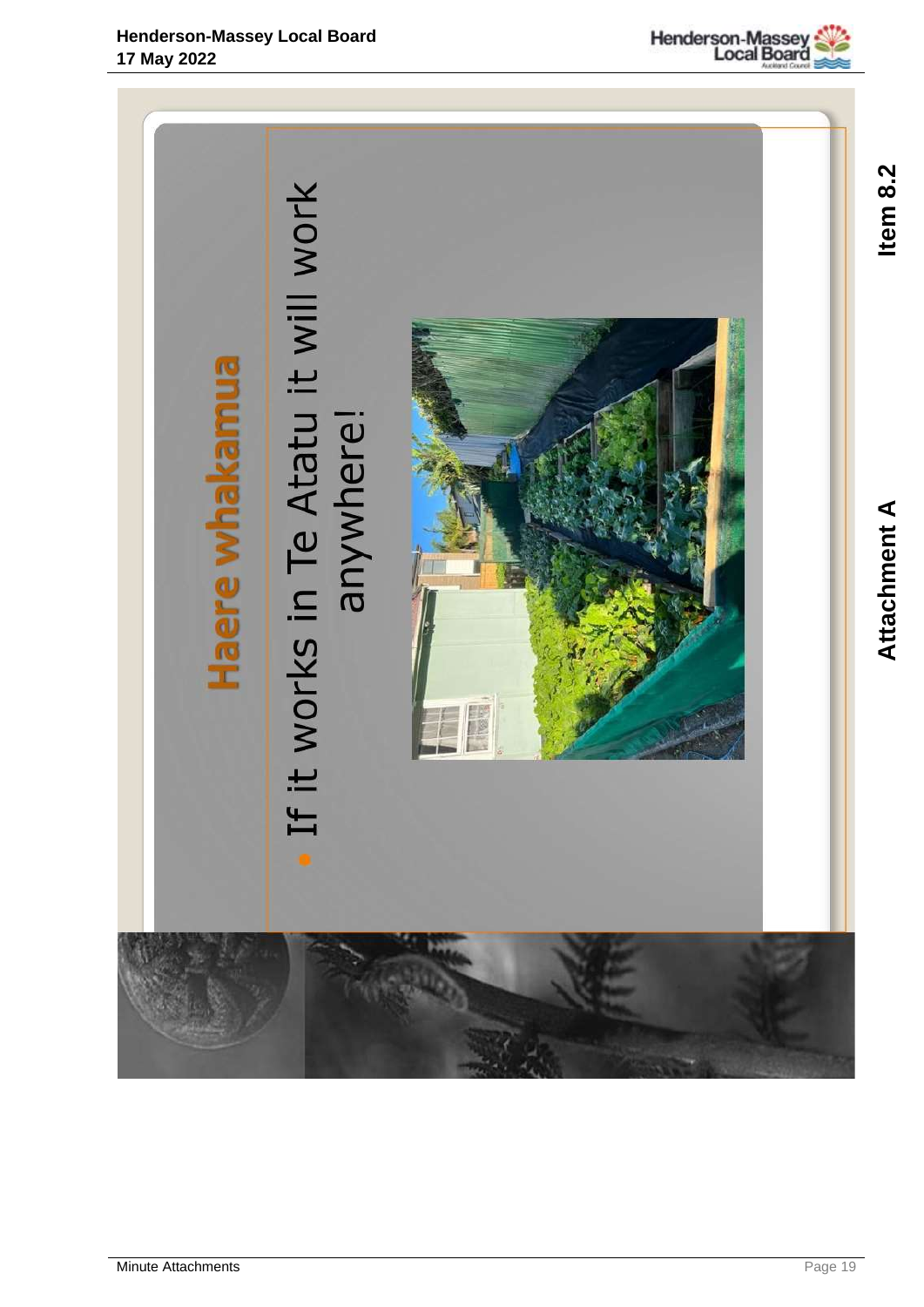## Haere whakamua

- If it works in Te Atatu it will work anywhere!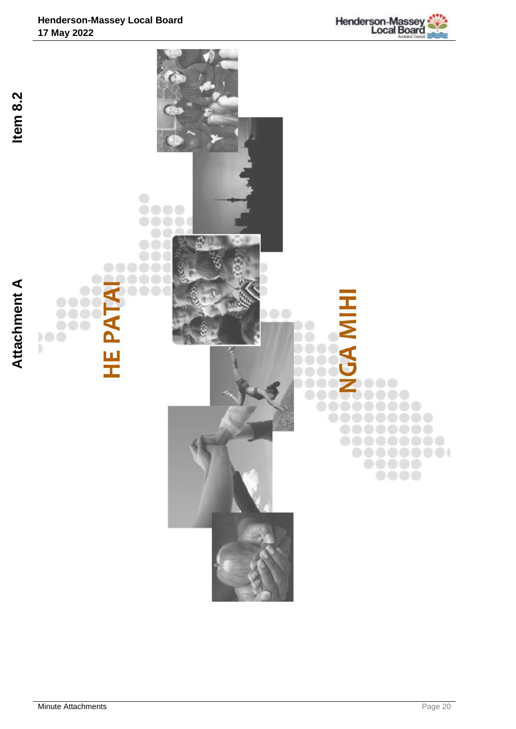HE PATAI

NGA MIHI